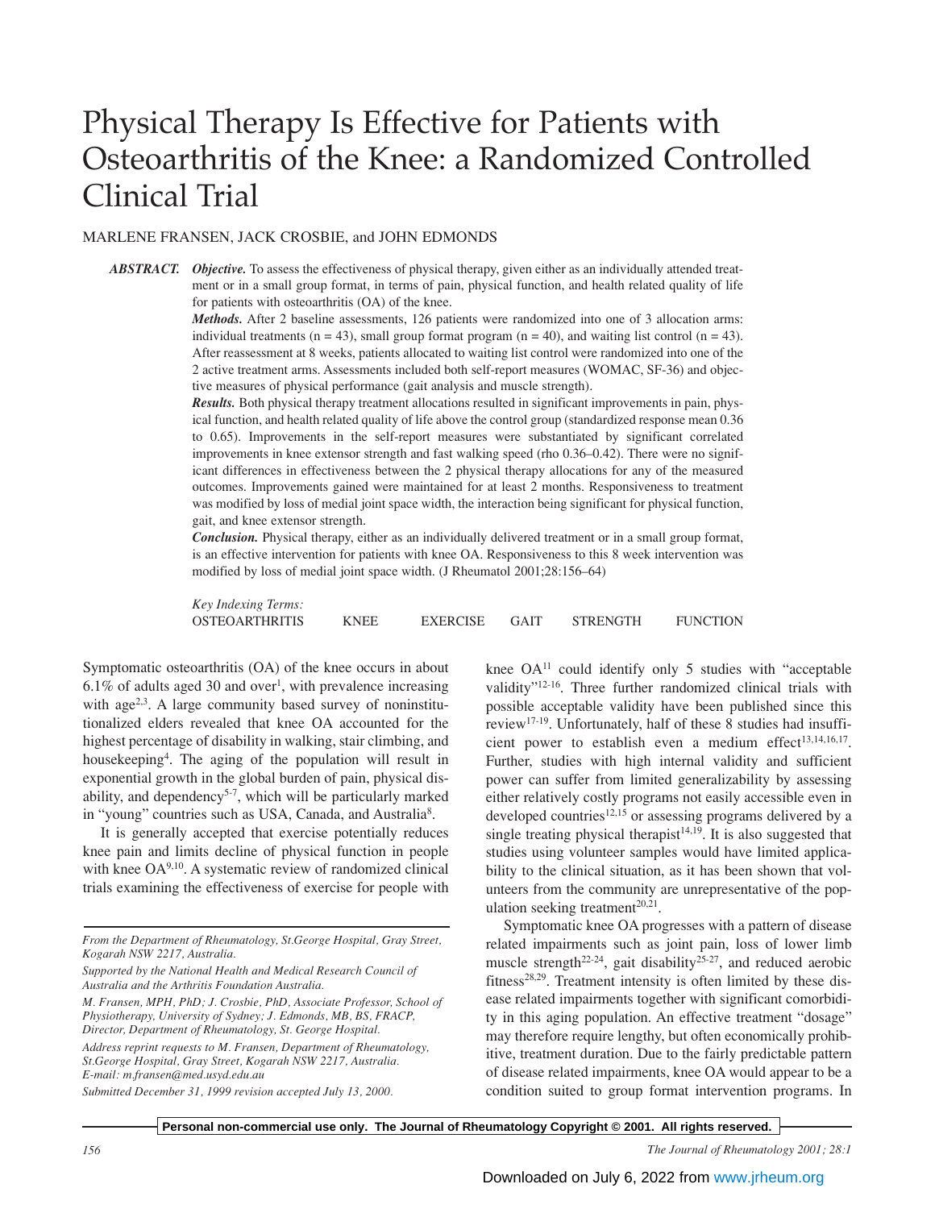# Physical Therapy Is Effective for Patients with Osteoarthritis of the Knee: a Randomized Controlled Clinical Trial

MARLENE FRANSEN, JACK CROSBIE, and JOHN EDMONDS

***ABSTRACT.*** ***Objective.*** To assess the effectiveness of physical therapy, given either as an individually attended treatment or in a small group format, in terms of pain, physical function, and health related quality of life for patients with osteoarthritis (OA) of the knee.

***Methods.*** After 2 baseline assessments, 126 patients were randomized into one of 3 allocation arms: individual treatments (n = 43), small group format program (n = 40), and waiting list control (n = 43). After reassessment at 8 weeks, patients allocated to waiting list control were randomized into one of the 2 active treatment arms. Assessments included both self-report measures (WOMAC, SF-36) and objective measures of physical performance (gait analysis and muscle strength).

***Results.*** Both physical therapy treatment allocations resulted in significant improvements in pain, physical function, and health related quality of life above the control group (standardized response mean 0.36 to 0.65). Improvements in the self-report measures were substantiated by significant correlated improvements in knee extensor strength and fast walking speed (rho 0.36–0.42). There were no significant differences in effectiveness between the 2 physical therapy allocations for any of the measured outcomes. Improvements gained were maintained for at least 2 months. Responsiveness to treatment was modified by loss of medial joint space width, the interaction being significant for physical function, gait, and knee extensor strength.

***Conclusion.*** Physical therapy, either as an individually delivered treatment or in a small group format, is an effective intervention for patients with knee OA. Responsiveness to this 8 week intervention was modified by loss of medial joint space width. (J Rheumatol 2001;28:156–64)

*Key Indexing Terms:*
OSTEOARTHRITIS KNEE EXERCISE GAIT STRENGTH FUNCTION

Symptomatic osteoarthritis (OA) of the knee occurs in about 6.1% of adults aged 30 and over[1], with prevalence increasing with age[2,3]. A large community based survey of noninstitutionalized elders revealed that knee OA accounted for the highest percentage of disability in walking, stair climbing, and housekeeping[4]. The aging of the population will result in exponential growth in the global burden of pain, physical disability, and dependency[5-7], which will be particularly marked in "young" countries such as USA, Canada, and Australia[8].

It is generally accepted that exercise potentially reduces knee pain and limits decline of physical function in people with knee OA[9,10]. A systematic review of randomized clinical trials examining the effectiveness of exercise for people with knee OA[11] could identify only 5 studies with "acceptable validity"[12-16]. Three further randomized clinical trials with possible acceptable validity have been published since this review[17-19]. Unfortunately, half of these 8 studies had insufficient power to establish even a medium effect[13,14,16,17]. Further, studies with high internal validity and sufficient power can suffer from limited generalizability by assessing either relatively costly programs not easily accessible even in developed countries[12,15] or assessing programs delivered by a single treating physical therapist[14,19]. It is also suggested that studies using volunteer samples would have limited applicability to the clinical situation, as it has been shown that volunteers from the community are unrepresentative of the population seeking treatment[20,21].

Symptomatic knee OA progresses with a pattern of disease related impairments such as joint pain, loss of lower limb muscle strength[22-24], gait disability[25-27], and reduced aerobic fitness[28,29]. Treatment intensity is often limited by these disease related impairments together with significant comorbidity in this aging population. An effective treatment "dosage" may therefore require lengthy, but often economically prohibitive, treatment duration. Due to the fairly predictable pattern of disease related impairments, knee OA would appear to be a condition suited to group format intervention programs. In

*From the Department of Rheumatology, St.George Hospital, Gray Street, Kogarah NSW 2217, Australia.*

*Supported by the National Health and Medical Research Council of Australia and the Arthritis Foundation Australia.*

*M. Fransen, MPH, PhD; J. Crosbie, PhD, Associate Professor, School of Physiotherapy, University of Sydney; J. Edmonds, MB, BS, FRACP, Director, Department of Rheumatology, St. George Hospital.*

*Address reprint requests to M. Fransen, Department of Rheumatology, St.George Hospital, Gray Street, Kogarah NSW 2217, Australia. E-mail: m.fransen@med.usyd.edu.au*

*Submitted December 31, 1999 revision accepted July 13, 2000.*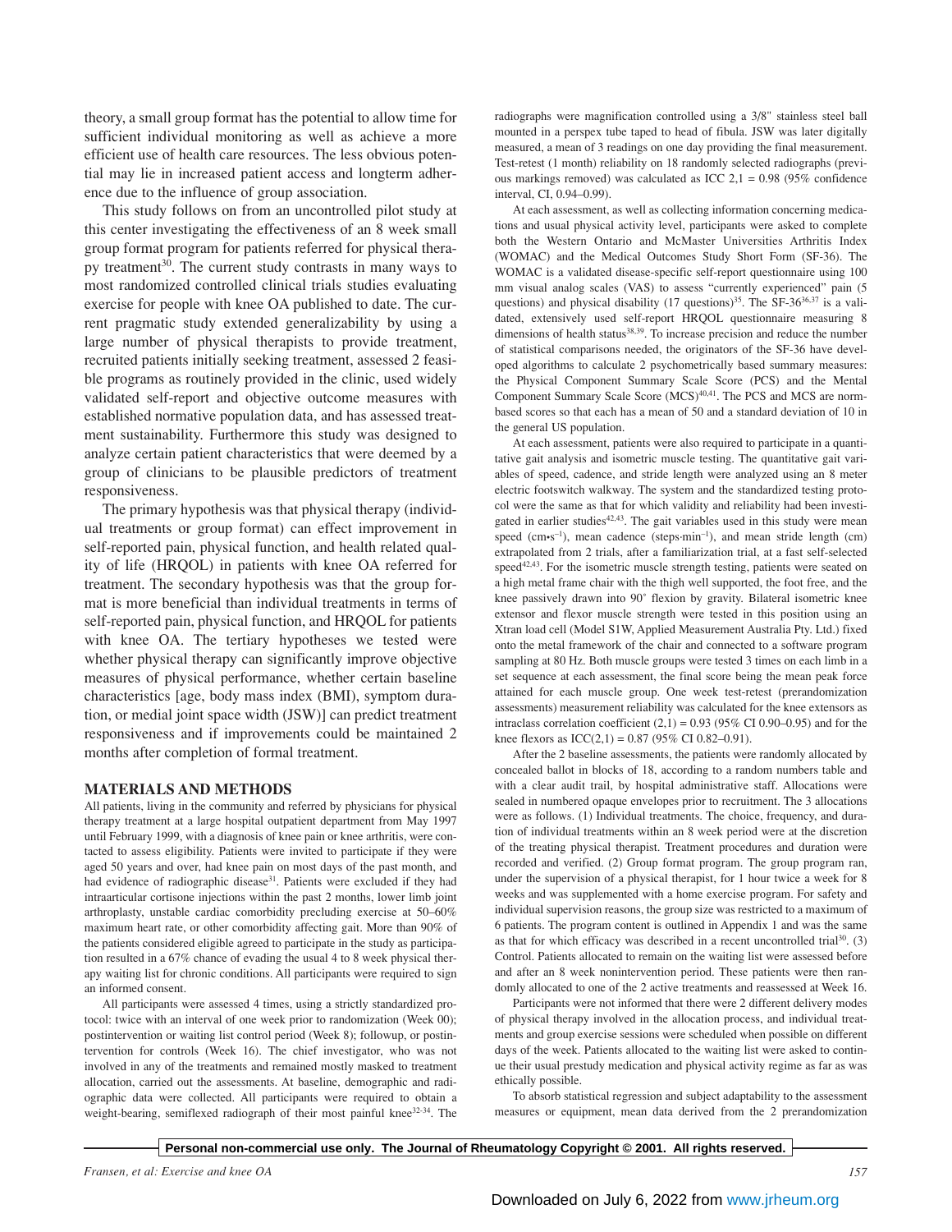theory, a small group format has the potential to allow time for sufficient individual monitoring as well as achieve a more efficient use of health care resources. The less obvious potential may lie in increased patient access and longterm adherence due to the influence of group association.

This study follows on from an uncontrolled pilot study at this center investigating the effectiveness of an 8 week small group format program for patients referred for physical therapy treatment[30]. The current study contrasts in many ways to most randomized controlled clinical trials studies evaluating exercise for people with knee OA published to date. The current pragmatic study extended generalizability by using a large number of physical therapists to provide treatment, recruited patients initially seeking treatment, assessed 2 feasible programs as routinely provided in the clinic, used widely validated self-report and objective outcome measures with established normative population data, and has assessed treatment sustainability. Furthermore this study was designed to analyze certain patient characteristics that were deemed by a group of clinicians to be plausible predictors of treatment responsiveness.

The primary hypothesis was that physical therapy (individual treatments or group format) can effect improvement in self-reported pain, physical function, and health related quality of life (HRQOL) in patients with knee OA referred for treatment. The secondary hypothesis was that the group format is more beneficial than individual treatments in terms of self-reported pain, physical function, and HRQOL for patients with knee OA. The tertiary hypotheses we tested were whether physical therapy can significantly improve objective measures of physical performance, whether certain baseline characteristics [age, body mass index (BMI), symptom duration, or medial joint space width (JSW)] can predict treatment responsiveness and if improvements could be maintained 2 months after completion of formal treatment.

## MATERIALS AND METHODS

All patients, living in the community and referred by physicians for physical therapy treatment at a large hospital outpatient department from May 1997 until February 1999, with a diagnosis of knee pain or knee arthritis, were contacted to assess eligibility. Patients were invited to participate if they were aged 50 years and over, had knee pain on most days of the past month, and had evidence of radiographic disease[31]. Patients were excluded if they had intraarticular cortisone injections within the past 2 months, lower limb joint arthroplasty, unstable cardiac comorbidity precluding exercise at 50–60% maximum heart rate, or other comorbidity affecting gait. More than 90% of the patients considered eligible agreed to participate in the study as participation resulted in a 67% chance of evading the usual 4 to 8 week physical therapy waiting list for chronic conditions. All participants were required to sign an informed consent.

All participants were assessed 4 times, using a strictly standardized protocol: twice with an interval of one week prior to randomization (Week 00); postintervention or waiting list control period (Week 8); followup, or postintervention for controls (Week 16). The chief investigator, who was not involved in any of the treatments and remained mostly masked to treatment allocation, carried out the assessments. At baseline, demographic and radiographic data were collected. All participants were required to obtain a weight-bearing, semiflexed radiograph of their most painful knee[32-34]. The radiographs were magnification controlled using a 3/8" stainless steel ball mounted in a perspex tube taped to head of fibula. JSW was later digitally measured, a mean of 3 readings on one day providing the final measurement. Test-retest (1 month) reliability on 18 randomly selected radiographs (previous markings removed) was calculated as ICC 2,1 = 0.98 (95% confidence interval, CI, 0.94–0.99).

At each assessment, as well as collecting information concerning medications and usual physical activity level, participants were asked to complete both the Western Ontario and McMaster Universities Arthritis Index (WOMAC) and the Medical Outcomes Study Short Form (SF-36). The WOMAC is a validated disease-specific self-report questionnaire using 100 mm visual analog scales (VAS) to assess "currently experienced" pain (5 questions) and physical disability (17 questions)[35]. The SF-36[36,37] is a validated, extensively used self-report HRQOL questionnaire measuring 8 dimensions of health status[38,39]. To increase precision and reduce the number of statistical comparisons needed, the originators of the SF-36 have developed algorithms to calculate 2 psychometrically based summary measures: the Physical Component Summary Scale Score (PCS) and the Mental Component Summary Scale Score (MCS)[40,41]. The PCS and MCS are norm-based scores so that each has a mean of 50 and a standard deviation of 10 in the general US population.

At each assessment, patients were also required to participate in a quantitative gait analysis and isometric muscle testing. The quantitative gait variables of speed, cadence, and stride length were analyzed using an 8 meter electric footswitch walkway. The system and the standardized testing protocol were the same as that for which validity and reliability had been investigated in earlier studies[42,43]. The gait variables used in this study were mean speed ($cm{\cdot}s^{-1}$), mean cadence ($steps{\cdot}min^{-1}$), and mean stride length (cm) extrapolated from 2 trials, after a familiarization trial, at a fast self-selected speed[42,43]. For the isometric muscle strength testing, patients were seated on a high metal frame chair with the thigh well supported, the foot free, and the knee passively drawn into 90° flexion by gravity. Bilateral isometric knee extensor and flexor muscle strength were tested in this position using an Xtran load cell (Model S1W, Applied Measurement Australia Pty. Ltd.) fixed onto the metal framework of the chair and connected to a software program sampling at 80 Hz. Both muscle groups were tested 3 times on each limb in a set sequence at each assessment, the final score being the mean peak force attained for each muscle group. One week test-retest (prerandomization assessments) measurement reliability was calculated for the knee extensors as intraclass correlation coefficient (2,1) = 0.93 (95% CI 0.90–0.95) and for the knee flexors as ICC(2,1) = 0.87 (95% CI 0.82–0.91).

After the 2 baseline assessments, the patients were randomly allocated by concealed ballot in blocks of 18, according to a random numbers table and with a clear audit trail, by hospital administrative staff. Allocations were sealed in numbered opaque envelopes prior to recruitment. The 3 allocations were as follows. (1) Individual treatments. The choice, frequency, and duration of individual treatments within an 8 week period were at the discretion of the treating physical therapist. Treatment procedures and duration were recorded and verified. (2) Group format program. The group program ran, under the supervision of a physical therapist, for 1 hour twice a week for 8 weeks and was supplemented with a home exercise program. For safety and individual supervision reasons, the group size was restricted to a maximum of 6 patients. The program content is outlined in Appendix 1 and was the same as that for which efficacy was described in a recent uncontrolled trial[30]. (3) Control. Patients allocated to remain on the waiting list were assessed before and after an 8 week nonintervention period. These patients were then randomly allocated to one of the 2 active treatments and reassessed at Week 16.

Participants were not informed that there were 2 different delivery modes of physical therapy involved in the allocation process, and individual treatments and group exercise sessions were scheduled when possible on different days of the week. Patients allocated to the waiting list were asked to continue their usual prestudy medication and physical activity regime as far as was ethically possible.

To absorb statistical regression and subject adaptability to the assessment measures or equipment, mean data derived from the 2 prerandomization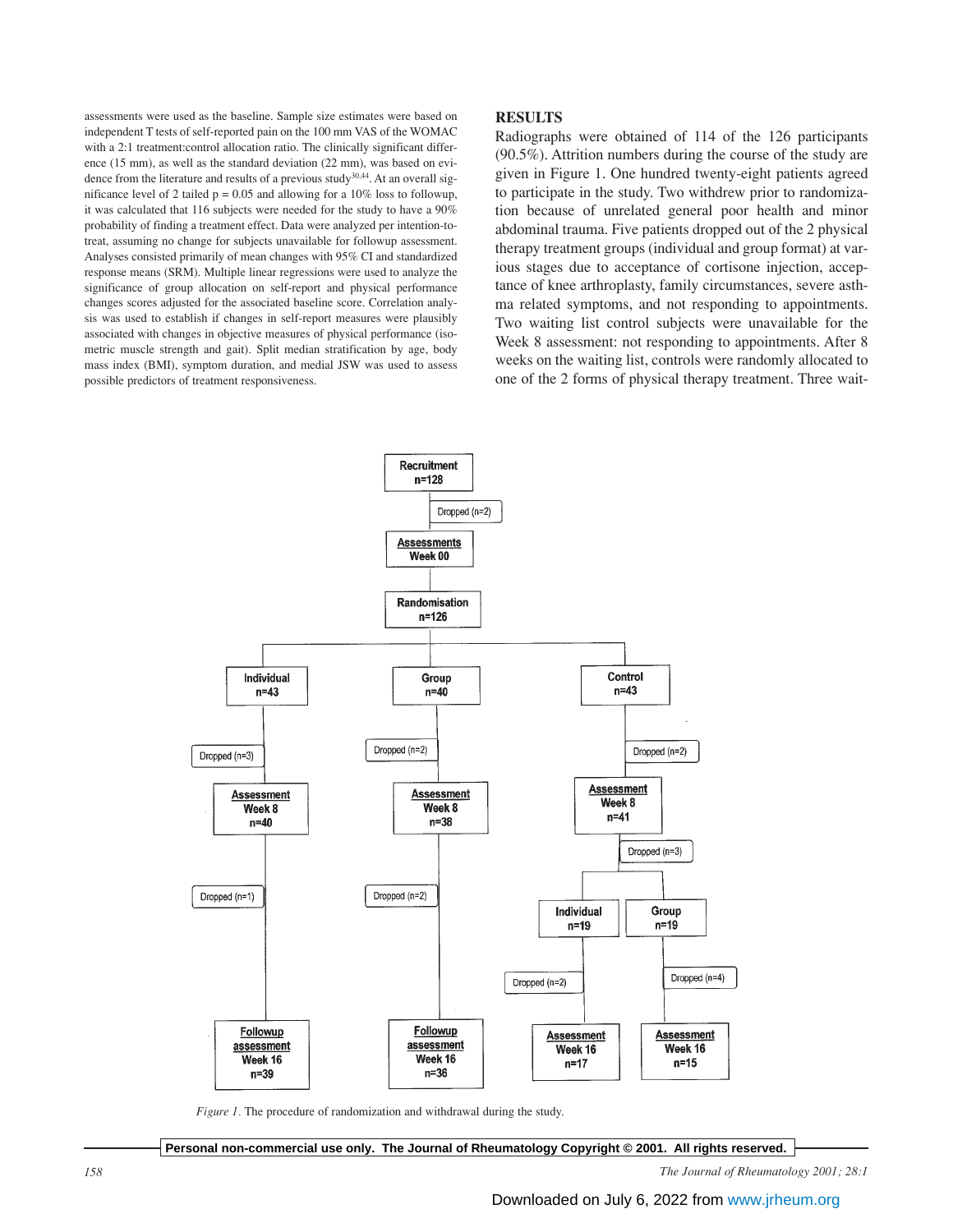assessments were used as the baseline. Sample size estimates were based on independent T tests of self-reported pain on the 100 mm VAS of the WOMAC with a 2:1 treatment:control allocation ratio. The clinically significant difference (15 mm), as well as the standard deviation (22 mm), was based on evidence from the literature and results of a previous study[30,44]. At an overall significance level of 2 tailed p = 0.05 and allowing for a 10% loss to followup, it was calculated that 116 subjects were needed for the study to have a 90% probability of finding a treatment effect. Data were analyzed per intention-to-treat, assuming no change for subjects unavailable for followup assessment. Analyses consisted primarily of mean changes with 95% CI and standardized response means (SRM). Multiple linear regressions were used to analyze the significance of group allocation on self-report and physical performance changes scores adjusted for the associated baseline score. Correlation analysis was used to establish if changes in self-report measures were plausibly associated with changes in objective measures of physical performance (isometric muscle strength and gait). Split median stratification by age, body mass index (BMI), symptom duration, and medial JSW was used to assess possible predictors of treatment responsiveness.

## RESULTS

Radiographs were obtained of 114 of the 126 participants (90.5%). Attrition numbers during the course of the study are given in Figure 1. One hundred twenty-eight patients agreed to participate in the study. Two withdrew prior to randomization because of unrelated general poor health and minor abdominal trauma. Five patients dropped out of the 2 physical therapy treatment groups (individual and group format) at various stages due to acceptance of cortisone injection, acceptance of knee arthroplasty, family circumstances, severe asthma related symptoms, and not responding to appointments. Two waiting list control subjects were unavailable for the Week 8 assessment: not responding to appointments. After 8 weeks on the waiting list, controls were randomly allocated to one of the 2 forms of physical therapy treatment. Three wait-

*Figure 1*. The procedure of randomization and withdrawal during the study.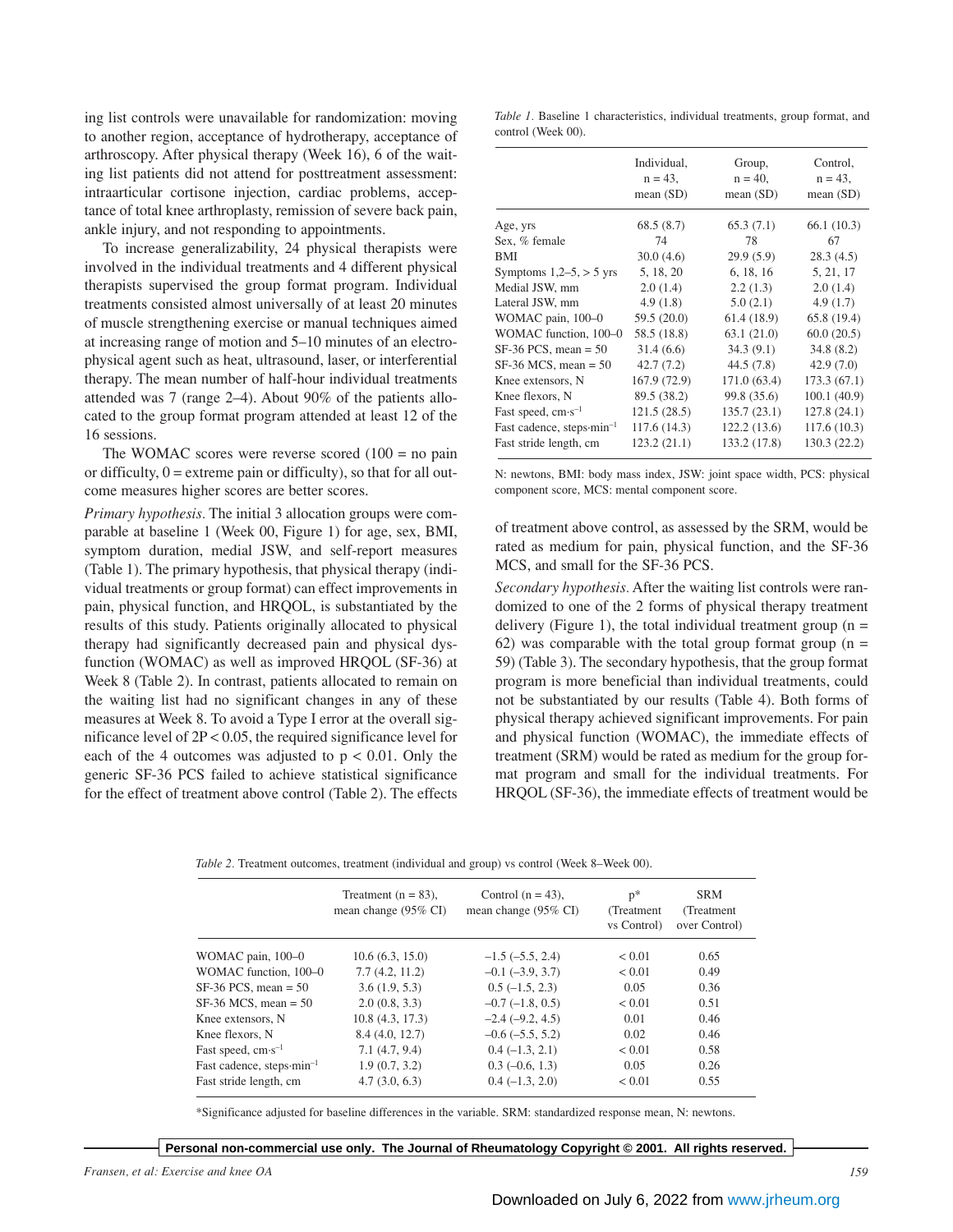ing list controls were unavailable for randomization: moving to another region, acceptance of hydrotherapy, acceptance of arthroscopy. After physical therapy (Week 16), 6 of the waiting list patients did not attend for posttreatment assessment: intraarticular cortisone injection, cardiac problems, acceptance of total knee arthroplasty, remission of severe back pain, ankle injury, and not responding to appointments.

To increase generalizability, 24 physical therapists were involved in the individual treatments and 4 different physical therapists supervised the group format program. Individual treatments consisted almost universally of at least 20 minutes of muscle strengthening exercise or manual techniques aimed at increasing range of motion and 5–10 minutes of an electrophysical agent such as heat, ultrasound, laser, or interferential therapy. The mean number of half-hour individual treatments attended was 7 (range 2–4). About 90% of the patients allocated to the group format program attended at least 12 of the 16 sessions.

The WOMAC scores were reverse scored (100 = no pain or difficulty, 0 = extreme pain or difficulty), so that for all outcome measures higher scores are better scores.

*Primary hypothesis.* The initial 3 allocation groups were comparable at baseline 1 (Week 00, Figure 1) for age, sex, BMI, symptom duration, medial JSW, and self-report measures (Table 1). The primary hypothesis, that physical therapy (individual treatments or group format) can effect improvements in pain, physical function, and HRQOL, is substantiated by the results of this study. Patients originally allocated to physical therapy had significantly decreased pain and physical dysfunction (WOMAC) as well as improved HRQOL (SF-36) at Week 8 (Table 2). In contrast, patients allocated to remain on the waiting list had no significant changes in any of these measures at Week 8. To avoid a Type I error at the overall significance level of $2P < 0.05$, the required significance level for each of the 4 outcomes was adjusted to $p < 0.01$. Only the generic SF-36 PCS failed to achieve statistical significance for the effect of treatment above control (Table 2). The effects of treatment above control, as assessed by the SRM, would be rated as medium for pain, physical function, and the SF-36 MCS, and small for the SF-36 PCS.

*Table 1.* Baseline 1 characteristics, individual treatments, group format, and control (Week 00).

| | Individual, n = 43, mean (SD) | Group, n = 40, mean (SD) | Control, n = 43, mean (SD) |
|---|---|---|---|
| Age, yrs | 68.5 (8.7) | 65.3 (7.1) | 66.1 (10.3) |
| Sex, % female | 74 | 78 | 67 |
| BMI | 30.0 (4.6) | 29.9 (5.9) | 28.3 (4.5) |
| Symptoms 1,2–5, > 5 yrs | 5, 18, 20 | 6, 18, 16 | 5, 21, 17 |
| Medial JSW, mm | 2.0 (1.4) | 2.2 (1.3) | 2.0 (1.4) |
| Lateral JSW, mm | 4.9 (1.8) | 5.0 (2.1) | 4.9 (1.7) |
| WOMAC pain, 100–0 | 59.5 (20.0) | 61.4 (18.9) | 65.8 (19.4) |
| WOMAC function, 100–0 | 58.5 (18.8) | 63.1 (21.0) | 60.0 (20.5) |
| SF-36 PCS, mean = 50 | 31.4 (6.6) | 34.3 (9.1) | 34.8 (8.2) |
| SF-36 MCS, mean = 50 | 42.7 (7.2) | 44.5 (7.8) | 42.9 (7.0) |
| Knee extensors, N | 167.9 (72.9) | 171.0 (63.4) | 173.3 (67.1) |
| Knee flexors, N | 89.5 (38.2) | 99.8 (35.6) | 100.1 (40.9) |
| Fast speed, $cm \cdot s^{-1}$ | 121.5 (28.5) | 135.7 (23.1) | 127.8 (24.1) |
| Fast cadence, $steps \cdot min^{-1}$ | 117.6 (14.3) | 122.2 (13.6) | 117.6 (10.3) |
| Fast stride length, cm | 123.2 (21.1) | 133.2 (17.8) | 130.3 (22.2) |

N: newtons, BMI: body mass index, JSW: joint space width, PCS: physical component score, MCS: mental component score.

*Secondary hypothesis.* After the waiting list controls were randomized to one of the 2 forms of physical therapy treatment delivery (Figure 1), the total individual treatment group (n = 62) was comparable with the total group format group (n = 59) (Table 3). The secondary hypothesis, that the group format program is more beneficial than individual treatments, could not be substantiated by our results (Table 4). Both forms of physical therapy achieved significant improvements. For pain and physical function (WOMAC), the immediate effects of treatment (SRM) would be rated as medium for the group format program and small for the individual treatments. For HRQOL (SF-36), the immediate effects of treatment would be

*Table 2.* Treatment outcomes, treatment (individual and group) vs control (Week 8–Week 00).

| | Treatment (n = 83), mean change (95% CI) | Control (n = 43), mean change (95% CI) | p* (Treatment vs Control) | SRM (Treatment over Control) |
|---|---|---|---|---|
| WOMAC pain, 100–0 | 10.6 (6.3, 15.0) | –1.5 (–5.5, 2.4) | < 0.01 | 0.65 |
| WOMAC function, 100–0 | 7.7 (4.2, 11.2) | –0.1 (–3.9, 3.7) | < 0.01 | 0.49 |
| SF-36 PCS, mean = 50 | 3.6 (1.9, 5.3) | 0.5 (–1.5, 2.3) | 0.05 | 0.36 |
| SF-36 MCS, mean = 50 | 2.0 (0.8, 3.3) | –0.7 (–1.8, 0.5) | < 0.01 | 0.51 |
| Knee extensors, N | 10.8 (4.3, 17.3) | –2.4 (–9.2, 4.5) | 0.01 | 0.46 |
| Knee flexors, N | 8.4 (4.0, 12.7) | –0.6 (–5.5, 5.2) | 0.02 | 0.46 |
| Fast speed, $cm \cdot s^{-1}$ | 7.1 (4.7, 9.4) | 0.4 (–1.3, 2.1) | < 0.01 | 0.58 |
| Fast cadence, $steps \cdot min^{-1}$ | 1.9 (0.7, 3.2) | 0.3 (–0.6, 1.3) | 0.05 | 0.26 |
| Fast stride length, cm | 4.7 (3.0, 6.3) | 0.4 (–1.3, 2.0) | < 0.01 | 0.55 |

*Significance adjusted for baseline differences in the variable. SRM: standardized response mean, N: newtons.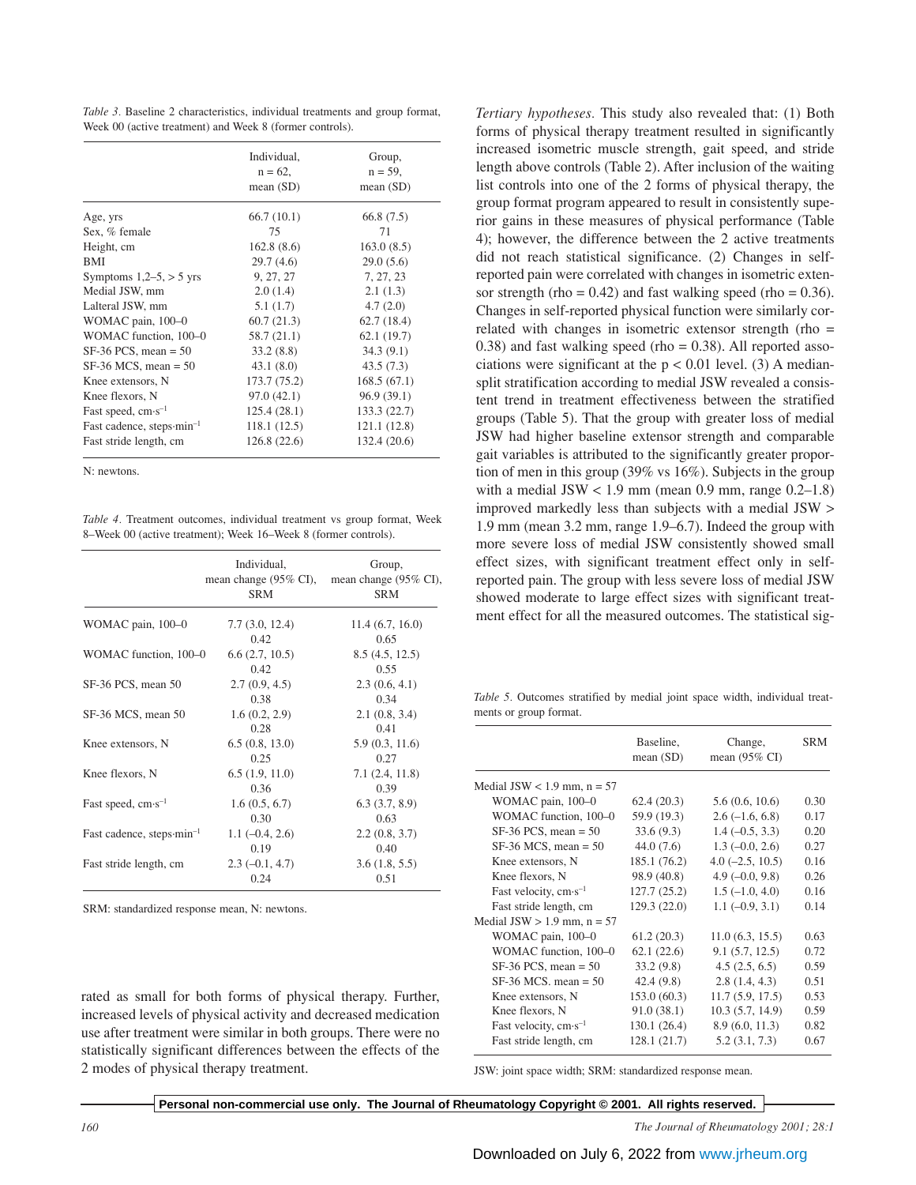*Table 3.* Baseline 2 characteristics, individual treatments and group format, Week 00 (active treatment) and Week 8 (former controls).

| | Individual, n = 62, mean (SD) | Group, n = 59, mean (SD) |
|---|---|---|
| Age, yrs | 66.7 (10.1) | 66.8 (7.5) |
| Sex, % female | 75 | 71 |
| Height, cm | 162.8 (8.6) | 163.0 (8.5) |
| BMI | 29.7 (4.6) | 29.0 (5.6) |
| Symptoms 1,2–5, > 5 yrs | 9, 27, 27 | 7, 27, 23 |
| Medial JSW, mm | 2.0 (1.4) | 2.1 (1.3) |
| Lalteral JSW, mm | 5.1 (1.7) | 4.7 (2.0) |
| WOMAC pain, 100–0 | 60.7 (21.3) | 62.7 (18.4) |
| WOMAC function, 100–0 | 58.7 (21.1) | 62.1 (19.7) |
| SF-36 PCS, mean = 50 | 33.2 (8.8) | 34.3 (9.1) |
| SF-36 MCS, mean = 50 | 43.1 (8.0) | 43.5 (7.3) |
| Knee extensors, N | 173.7 (75.2) | 168.5 (67.1) |
| Knee flexors, N | 97.0 (42.1) | 96.9 (39.1) |
| Fast speed, $cm \cdot s^{-1}$ | 125.4 (28.1) | 133.3 (22.7) |
| Fast cadence, $steps \cdot min^{-1}$ | 118.1 (12.5) | 121.1 (12.8) |
| Fast stride length, cm | 126.8 (22.6) | 132.4 (20.6) |

N: newtons.

*Table 4.* Treatment outcomes, individual treatment vs group format, Week 8–Week 00 (active treatment); Week 16–Week 8 (former controls).

| | Individual, mean change (95% CI), SRM | Group, mean change (95% CI), SRM |
|---|---|---|
| WOMAC pain, 100–0 | 7.7 (3.0, 12.4)<br>0.42 | 11.4 (6.7, 16.0)<br>0.65 |
| WOMAC function, 100–0 | 6.6 (2.7, 10.5)<br>0.42 | 8.5 (4.5, 12.5)<br>0.55 |
| SF-36 PCS, mean 50 | 2.7 (0.9, 4.5)<br>0.38 | 2.3 (0.6, 4.1)<br>0.34 |
| SF-36 MCS, mean 50 | 1.6 (0.2, 2.9)<br>0.28 | 2.1 (0.8, 3.4)<br>0.41 |
| Knee extensors, N | 6.5 (0.8, 13.0)<br>0.25 | 5.9 (0.3, 11.6)<br>0.27 |
| Knee flexors, N | 6.5 (1.9, 11.0)<br>0.36 | 7.1 (2.4, 11.8)<br>0.39 |
| Fast speed, $cm \cdot s^{-1}$ | 1.6 (0.5, 6.7)<br>0.30 | 6.3 (3.7, 8.9)<br>0.63 |
| Fast cadence, $steps \cdot min^{-1}$ | 1.1 (–0.4, 2.6)<br>0.19 | 2.2 (0.8, 3.7)<br>0.40 |
| Fast stride length, cm | 2.3 (–0.1, 4.7)<br>0.24 | 3.6 (1.8, 5.5)<br>0.51 |

SRM: standardized response mean, N: newtons.

rated as small for both forms of physical therapy. Further, increased levels of physical activity and decreased medication use after treatment were similar in both groups. There were no statistically significant differences between the effects of the 2 modes of physical therapy treatment.

*Tertiary hypotheses.* This study also revealed that: (1) Both forms of physical therapy treatment resulted in significantly increased isometric muscle strength, gait speed, and stride length above controls (Table 2). After inclusion of the waiting list controls into one of the 2 forms of physical therapy, the group format program appeared to result in consistently superior gains in these measures of physical performance (Table 4); however, the difference between the 2 active treatments did not reach statistical significance. (2) Changes in self-reported pain were correlated with changes in isometric extensor strength (rho = 0.42) and fast walking speed (rho = 0.36). Changes in self-reported physical function were similarly correlated with changes in isometric extensor strength (rho = 0.38) and fast walking speed (rho = 0.38). All reported associations were significant at the $p < 0.01$ level. (3) A median-split stratification according to medial JSW revealed a consistent trend in treatment effectiveness between the stratified groups (Table 5). That the group with greater loss of medial JSW had higher baseline extensor strength and comparable gait variables is attributed to the significantly greater proportion of men in this group (39% vs 16%). Subjects in the group with a medial JSW < 1.9 mm (mean 0.9 mm, range 0.2–1.8) improved markedly less than subjects with a medial JSW > 1.9 mm (mean 3.2 mm, range 1.9–6.7). Indeed the group with more severe loss of medial JSW consistently showed small effect sizes, with significant treatment effect only in self-reported pain. The group with less severe loss of medial JSW showed moderate to large effect sizes with significant treatment effect for all the measured outcomes. The statistical sig-

*Table 5.* Outcomes stratified by medial joint space width, individual treatments or group format.

| | Baseline, mean (SD) | Change, mean (95% CI) | SRM |
|---|---|---|---|
| Medial JSW < 1.9 mm, n = 57 | | | |
| WOMAC pain, 100–0 | 62.4 (20.3) | 5.6 (0.6, 10.6) | 0.30 |
| WOMAC function, 100–0 | 59.9 (19.3) | 2.6 (–1.6, 6.8) | 0.17 |
| SF-36 PCS, mean = 50 | 33.6 (9.3) | 1.4 (–0.5, 3.3) | 0.20 |
| SF-36 MCS, mean = 50 | 44.0 (7.6) | 1.3 (–0.0, 2.6) | 0.27 |
| Knee extensors, N | 185.1 (76.2) | 4.0 (–2.5, 10.5) | 0.16 |
| Knee flexors, N | 98.9 (40.8) | 4.9 (–0.0, 9.8) | 0.26 |
| Fast velocity, $cm \cdot s^{-1}$ | 127.7 (25.2) | 1.5 (–1.0, 4.0) | 0.16 |
| Fast stride length, cm | 129.3 (22.0) | 1.1 (–0.9, 3.1) | 0.14 |
| Medial JSW > 1.9 mm, n = 57 | | | |
| WOMAC pain, 100–0 | 61.2 (20.3) | 11.0 (6.3, 15.5) | 0.63 |
| WOMAC function, 100–0 | 62.1 (22.6) | 9.1 (5.7, 12.5) | 0.72 |
| SF-36 PCS, mean = 50 | 33.2 (9.8) | 4.5 (2.5, 6.5) | 0.59 |
| SF-36 MCS. mean = 50 | 42.4 (9.8) | 2.8 (1.4, 4.3) | 0.51 |
| Knee extensors, N | 153.0 (60.3) | 11.7 (5.9, 17.5) | 0.53 |
| Knee flexors, N | 91.0 (38.1) | 10.3 (5.7, 14.9) | 0.59 |
| Fast velocity, $cm \cdot s^{-1}$ | 130.1 (26.4) | 8.9 (6.0, 11.3) | 0.82 |
| Fast stride length, cm | 128.1 (21.7) | 5.2 (3.1, 7.3) | 0.67 |

JSW: joint space width; SRM: standardized response mean.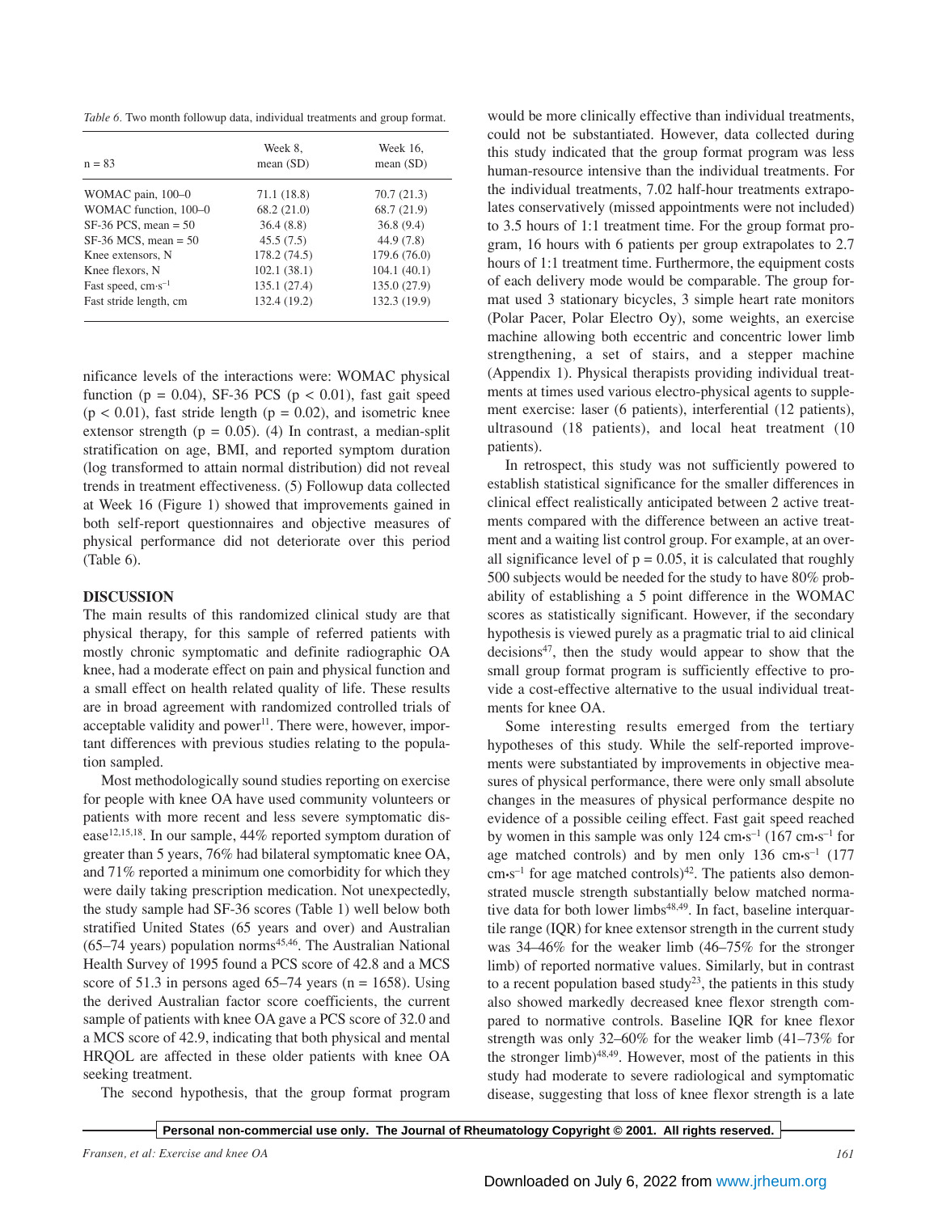*Table 6.* Two month followup data, individual treatments and group format.

| n = 83 | Week 8, mean (SD) | Week 16, mean (SD) |
|---|---|---|
| WOMAC pain, 100–0 | 71.1 (18.8) | 70.7 (21.3) |
| WOMAC function, 100–0 | 68.2 (21.0) | 68.7 (21.9) |
| SF-36 PCS, mean = 50 | 36.4 (8.8) | 36.8 (9.4) |
| SF-36 MCS, mean = 50 | 45.5 (7.5) | 44.9 (7.8) |
| Knee extensors, N | 178.2 (74.5) | 179.6 (76.0) |
| Knee flexors, N | 102.1 (38.1) | 104.1 (40.1) |
| Fast speed, $cm{\cdot}s^{-1}$ | 135.1 (27.4) | 135.0 (27.9) |
| Fast stride length, cm | 132.4 (19.2) | 132.3 (19.9) |

nificance levels of the interactions were: WOMAC physical function ($p = 0.04$), SF-36 PCS ($p < 0.01$), fast gait speed ($p < 0.01$), fast stride length ($p = 0.02$), and isometric knee extensor strength ($p = 0.05$). (4) In contrast, a median-split stratification on age, BMI, and reported symptom duration (log transformed to attain normal distribution) did not reveal trends in treatment effectiveness. (5) Followup data collected at Week 16 (Figure 1) showed that improvements gained in both self-report questionnaires and objective measures of physical performance did not deteriorate over this period (Table 6).

## DISCUSSION

The main results of this randomized clinical study are that physical therapy, for this sample of referred patients with mostly chronic symptomatic and definite radiographic OA knee, had a moderate effect on pain and physical function and a small effect on health related quality of life. These results are in broad agreement with randomized controlled trials of acceptable validity and power[11]. There were, however, important differences with previous studies relating to the population sampled.

Most methodologically sound studies reporting on exercise for people with knee OA have used community volunteers or patients with more recent and less severe symptomatic disease[12,15,18]. In our sample, 44% reported symptom duration of greater than 5 years, 76% had bilateral symptomatic knee OA, and 71% reported a minimum one comorbidity for which they were daily taking prescription medication. Not unexpectedly, the study sample had SF-36 scores (Table 1) well below both stratified United States (65 years and over) and Australian (65–74 years) population norms[45,46]. The Australian National Health Survey of 1995 found a PCS score of 42.8 and a MCS score of 51.3 in persons aged 65–74 years (n = 1658). Using the derived Australian factor score coefficients, the current sample of patients with knee OA gave a PCS score of 32.0 and a MCS score of 42.9, indicating that both physical and mental HRQOL are affected in these older patients with knee OA seeking treatment.

The second hypothesis, that the group format program would be more clinically effective than individual treatments, could not be substantiated. However, data collected during this study indicated that the group format program was less human-resource intensive than the individual treatments. For the individual treatments, 7.02 half-hour treatments extrapolates conservatively (missed appointments were not included) to 3.5 hours of 1:1 treatment time. For the group format program, 16 hours with 6 patients per group extrapolates to 2.7 hours of 1:1 treatment time. Furthermore, the equipment costs of each delivery mode would be comparable. The group format used 3 stationary bicycles, 3 simple heart rate monitors (Polar Pacer, Polar Electro Oy), some weights, an exercise machine allowing both eccentric and concentric lower limb strengthening, a set of stairs, and a stepper machine (Appendix 1). Physical therapists providing individual treatments at times used various electro-physical agents to supplement exercise: laser (6 patients), interferential (12 patients), ultrasound (18 patients), and local heat treatment (10 patients).

In retrospect, this study was not sufficiently powered to establish statistical significance for the smaller differences in clinical effect realistically anticipated between 2 active treatments compared with the difference between an active treatment and a waiting list control group. For example, at an overall significance level of $p = 0.05$, it is calculated that roughly 500 subjects would be needed for the study to have 80% probability of establishing a 5 point difference in the WOMAC scores as statistically significant. However, if the secondary hypothesis is viewed purely as a pragmatic trial to aid clinical decisions[47], then the study would appear to show that the small group format program is sufficiently effective to provide a cost-effective alternative to the usual individual treatments for knee OA.

Some interesting results emerged from the tertiary hypotheses of this study. While the self-reported improvements were substantiated by improvements in objective measures of physical performance, there were only small absolute changes in the measures of physical performance despite no evidence of a possible ceiling effect. Fast gait speed reached by women in this sample was only 124 $cm{\cdot}s^{-1}$ (167 $cm{\cdot}s^{-1}$ for age matched controls) and by men only 136 $cm{\cdot}s^{-1}$ (177 $cm{\cdot}s^{-1}$ for age matched controls)[42]. The patients also demonstrated muscle strength substantially below matched normative data for both lower limbs[48,49]. In fact, baseline interquartile range (IQR) for knee extensor strength in the current study was 34–46% for the weaker limb (46–75% for the stronger limb) of reported normative values. Similarly, but in contrast to a recent population based study[23], the patients in this study also showed markedly decreased knee flexor strength compared to normative controls. Baseline IQR for knee flexor strength was only 32–60% for the weaker limb (41–73% for the stronger limb)[48,49]. However, most of the patients in this study had moderate to severe radiological and symptomatic disease, suggesting that loss of knee flexor strength is a late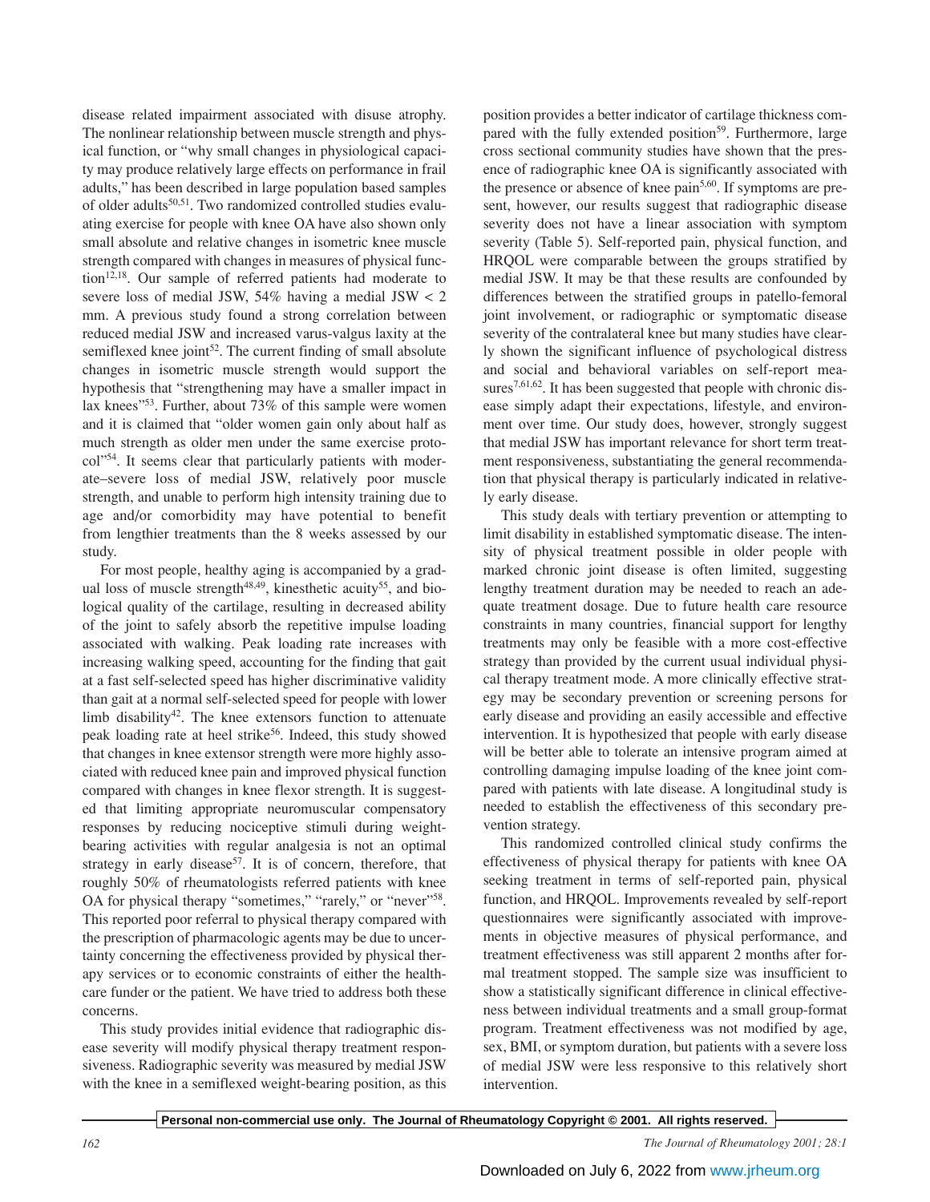disease related impairment associated with disuse atrophy. The nonlinear relationship between muscle strength and physical function, or "why small changes in physiological capacity may produce relatively large effects on performance in frail adults," has been described in large population based samples of older adults[50,51]. Two randomized controlled studies evaluating exercise for people with knee OA have also shown only small absolute and relative changes in isometric knee muscle strength compared with changes in measures of physical function[12,18]. Our sample of referred patients had moderate to severe loss of medial JSW, 54% having a medial JSW < 2 mm. A previous study found a strong correlation between reduced medial JSW and increased varus-valgus laxity at the semiflexed knee joint[52]. The current finding of small absolute changes in isometric muscle strength would support the hypothesis that "strengthening may have a smaller impact in lax knees"[53]. Further, about 73% of this sample were women and it is claimed that "older women gain only about half as much strength as older men under the same exercise protocol"[54]. It seems clear that particularly patients with moderate–severe loss of medial JSW, relatively poor muscle strength, and unable to perform high intensity training due to age and/or comorbidity may have potential to benefit from lengthier treatments than the 8 weeks assessed by our study.

For most people, healthy aging is accompanied by a gradual loss of muscle strength[48,49], kinesthetic acuity[55], and biological quality of the cartilage, resulting in decreased ability of the joint to safely absorb the repetitive impulse loading associated with walking. Peak loading rate increases with increasing walking speed, accounting for the finding that gait at a fast self-selected speed has higher discriminative validity than gait at a normal self-selected speed for people with lower limb disability[42]. The knee extensors function to attenuate peak loading rate at heel strike[56]. Indeed, this study showed that changes in knee extensor strength were more highly associated with reduced knee pain and improved physical function compared with changes in knee flexor strength. It is suggested that limiting appropriate neuromuscular compensatory responses by reducing nociceptive stimuli during weight-bearing activities with regular analgesia is not an optimal strategy in early disease[57]. It is of concern, therefore, that roughly 50% of rheumatologists referred patients with knee OA for physical therapy "sometimes," "rarely," or "never"[58]. This reported poor referral to physical therapy compared with the prescription of pharmacologic agents may be due to uncertainty concerning the effectiveness provided by physical therapy services or to economic constraints of either the health-care funder or the patient. We have tried to address both these concerns.

This study provides initial evidence that radiographic disease severity will modify physical therapy treatment responsiveness. Radiographic severity was measured by medial JSW with the knee in a semiflexed weight-bearing position, as this position provides a better indicator of cartilage thickness compared with the fully extended position[59]. Furthermore, large cross sectional community studies have shown that the presence of radiographic knee OA is significantly associated with the presence or absence of knee pain[5,60]. If symptoms are present, however, our results suggest that radiographic disease severity does not have a linear association with symptom severity (Table 5). Self-reported pain, physical function, and HRQOL were comparable between the groups stratified by medial JSW. It may be that these results are confounded by differences between the stratified groups in patello-femoral joint involvement, or radiographic or symptomatic disease severity of the contralateral knee but many studies have clearly shown the significant influence of psychological distress and social and behavioral variables on self-report measures[7,61,62]. It has been suggested that people with chronic disease simply adapt their expectations, lifestyle, and environment over time. Our study does, however, strongly suggest that medial JSW has important relevance for short term treatment responsiveness, substantiating the general recommendation that physical therapy is particularly indicated in relatively early disease.

This study deals with tertiary prevention or attempting to limit disability in established symptomatic disease. The intensity of physical treatment possible in older people with marked chronic joint disease is often limited, suggesting lengthy treatment duration may be needed to reach an adequate treatment dosage. Due to future health care resource constraints in many countries, financial support for lengthy treatments may only be feasible with a more cost-effective strategy than provided by the current usual individual physical therapy treatment mode. A more clinically effective strategy may be secondary prevention or screening persons for early disease and providing an easily accessible and effective intervention. It is hypothesized that people with early disease will be better able to tolerate an intensive program aimed at controlling damaging impulse loading of the knee joint compared with patients with late disease. A longitudinal study is needed to establish the effectiveness of this secondary prevention strategy.

This randomized controlled clinical study confirms the effectiveness of physical therapy for patients with knee OA seeking treatment in terms of self-reported pain, physical function, and HRQOL. Improvements revealed by self-report questionnaires were significantly associated with improvements in objective measures of physical performance, and treatment effectiveness was still apparent 2 months after formal treatment stopped. The sample size was insufficient to show a statistically significant difference in clinical effectiveness between individual treatments and a small group-format program. Treatment effectiveness was not modified by age, sex, BMI, or symptom duration, but patients with a severe loss of medial JSW were less responsive to this relatively short intervention.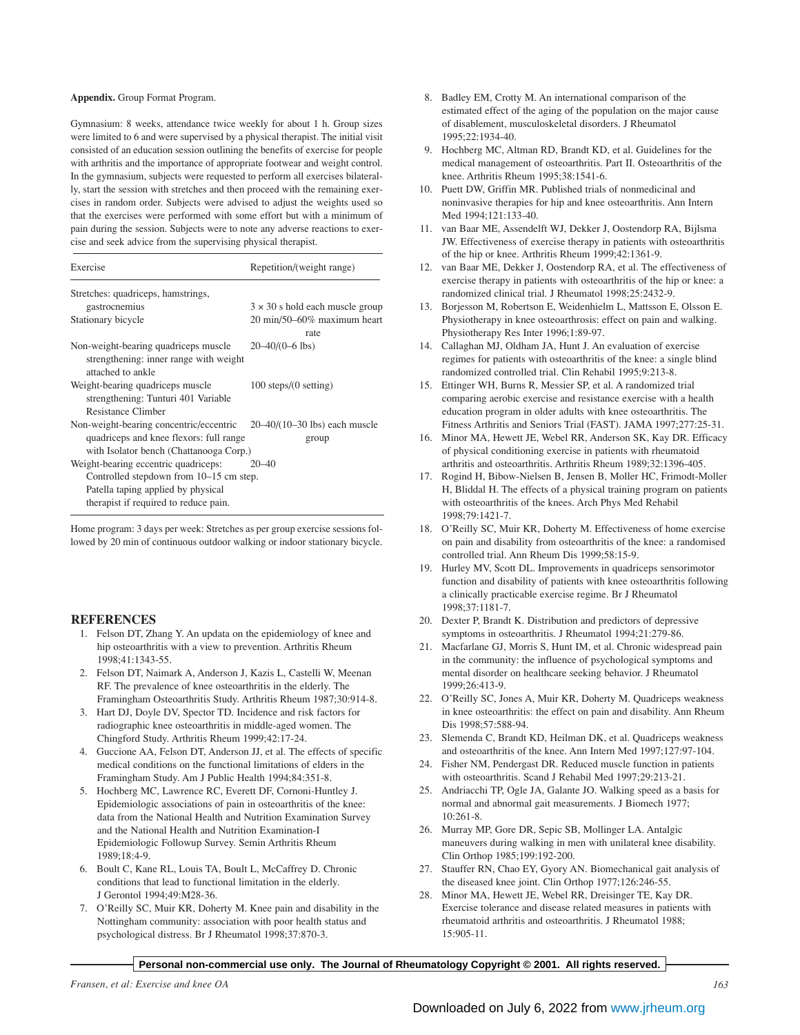**Appendix.** Group Format Program.

Gymnasium: 8 weeks, attendance twice weekly for about 1 h. Group sizes were limited to 6 and were supervised by a physical therapist. The initial visit consisted of an education session outlining the benefits of exercise for people with arthritis and the importance of appropriate footwear and weight control. In the gymnasium, subjects were requested to perform all exercises bilaterally, start the session with stretches and then proceed with the remaining exercises in random order. Subjects were advised to adjust the weights used so that the exercises were performed with some effort but with a minimum of pain during the session. Subjects were to note any adverse reactions to exercise and seek advice from the supervising physical therapist.

| Exercise | Repetition/(weight range) |
|---|---|
| Stretches: quadriceps, hamstrings, gastrocnemius | 3 × 30 s hold each muscle group |
| Stationary bicycle | 20 min/50–60% maximum heart rate |
| Non-weight-bearing quadriceps muscle strengthening: inner range with weight attached to ankle | 20–40/(0–6 lbs) |
| Weight-bearing quadriceps muscle strengthening: Tunturi 401 Variable Resistance Climber | 100 steps/(0 setting) |
| Non-weight-bearing concentric/eccentric quadriceps and knee flexors: full range with Isolator bench (Chattanooga Corp.) | 20–40/(10–30 lbs) each muscle group |
| Weight-bearing eccentric quadriceps: Controlled stepdown from 10–15 cm step. Patella taping applied by physical therapist if required to reduce pain. | 20–40 |

Home program: 3 days per week: Stretches as per group exercise sessions followed by 20 min of continuous outdoor walking or indoor stationary bicycle.

## REFERENCES

1. Felson DT, Zhang Y. An updata on the epidemiology of knee and hip osteoarthritis with a view to prevention. Arthritis Rheum 1998;41:1343-55.
2. Felson DT, Naimark A, Anderson J, Kazis L, Castelli W, Meenan RF. The prevalence of knee osteoarthritis in the elderly. The Framingham Osteoarthritis Study. Arthritis Rheum 1987;30:914-8.
3. Hart DJ, Doyle DV, Spector TD. Incidence and risk factors for radiographic knee osteoarthritis in middle-aged women. The Chingford Study. Arthritis Rheum 1999;42:17-24.
4. Guccione AA, Felson DT, Anderson JJ, et al. The effects of specific medical conditions on the functional limitations of elders in the Framingham Study. Am J Public Health 1994;84:351-8.
5. Hochberg MC, Lawrence RC, Everett DF, Cornoni-Huntley J. Epidemiologic associations of pain in osteoarthritis of the knee: data from the National Health and Nutrition Examination Survey and the National Health and Nutrition Examination-I Epidemiologic Followup Survey. Semin Arthritis Rheum 1989;18:4-9.
6. Boult C, Kane RL, Louis TA, Boult L, McCaffrey D. Chronic conditions that lead to functional limitation in the elderly. J Gerontol 1994;49:M28-36.
7. O'Reilly SC, Muir KR, Doherty M. Knee pain and disability in the Nottingham community: association with poor health status and psychological distress. Br J Rheumatol 1998;37:870-3.
8. Badley EM, Crotty M. An international comparison of the estimated effect of the aging of the population on the major cause of disablement, musculoskeletal disorders. J Rheumatol 1995;22:1934-40.
9. Hochberg MC, Altman RD, Brandt KD, et al. Guidelines for the medical management of osteoarthritis. Part II. Osteoarthritis of the knee. Arthritis Rheum 1995;38:1541-6.
10. Puett DW, Griffin MR. Published trials of nonmedicinal and noninvasive therapies for hip and knee osteoarthritis. Ann Intern Med 1994;121:133-40.
11. van Baar ME, Assendelft WJ, Dekker J, Oostendorp RA, Bijlsma JW. Effectiveness of exercise therapy in patients with osteoarthritis of the hip or knee. Arthritis Rheum 1999;42:1361-9.
12. van Baar ME, Dekker J, Oostendorp RA, et al. The effectiveness of exercise therapy in patients with osteoarthritis of the hip or knee: a randomized clinical trial. J Rheumatol 1998;25:2432-9.
13. Borjesson M, Robertson E, Weidenhielm L, Mattsson E, Olsson E. Physiotherapy in knee osteoarthrosis: effect on pain and walking. Physiotherapy Res Inter 1996;1:89-97.
14. Callaghan MJ, Oldham JA, Hunt J. An evaluation of exercise regimes for patients with osteoarthritis of the knee: a single blind randomized controlled trial. Clin Rehabil 1995;9:213-8.
15. Ettinger WH, Burns R, Messier SP, et al. A randomized trial comparing aerobic exercise and resistance exercise with a health education program in older adults with knee osteoarthritis. The Fitness Arthritis and Seniors Trial (FAST). JAMA 1997;277:25-31.
16. Minor MA, Hewett JE, Webel RR, Anderson SK, Kay DR. Efficacy of physical conditioning exercise in patients with rheumatoid arthritis and osteoarthritis. Arthritis Rheum 1989;32:1396-405.
17. Rogind H, Bibow-Nielsen B, Jensen B, Moller HC, Frimodt-Moller H, Bliddal H. The effects of a physical training program on patients with osteoarthritis of the knees. Arch Phys Med Rehabil 1998;79:1421-7.
18. O'Reilly SC, Muir KR, Doherty M. Effectiveness of home exercise on pain and disability from osteoarthritis of the knee: a randomised controlled trial. Ann Rheum Dis 1999;58:15-9.
19. Hurley MV, Scott DL. Improvements in quadriceps sensorimotor function and disability of patients with knee osteoarthritis following a clinically practicable exercise regime. Br J Rheumatol 1998;37:1181-7.
20. Dexter P, Brandt K. Distribution and predictors of depressive symptoms in osteoarthritis. J Rheumatol 1994;21:279-86.
21. Macfarlane GJ, Morris S, Hunt IM, et al. Chronic widespread pain in the community: the influence of psychological symptoms and mental disorder on healthcare seeking behavior. J Rheumatol 1999;26:413-9.
22. O'Reilly SC, Jones A, Muir KR, Doherty M. Quadriceps weakness in knee osteoarthritis: the effect on pain and disability. Ann Rheum Dis 1998;57:588-94.
23. Slemenda C, Brandt KD, Heilman DK, et al. Quadriceps weakness and osteoarthritis of the knee. Ann Intern Med 1997;127:97-104.
24. Fisher NM, Pendergast DR. Reduced muscle function in patients with osteoarthritis. Scand J Rehabil Med 1997;29:213-21.
25. Andriacchi TP, Ogle JA, Galante JO. Walking speed as a basis for normal and abnormal gait measurements. J Biomech 1977; 10:261-8.
26. Murray MP, Gore DR, Sepic SB, Mollinger LA. Antalgic maneuvers during walking in men with unilateral knee disability. Clin Orthop 1985;199:192-200.
27. Stauffer RN, Chao EY, Gyory AN. Biomechanical gait analysis of the diseased knee joint. Clin Orthop 1977;126:246-55.
28. Minor MA, Hewett JE, Webel RR, Dreisinger TE, Kay DR. Exercise tolerance and disease related measures in patients with rheumatoid arthritis and osteoarthritis. J Rheumatol 1988; 15:905-11.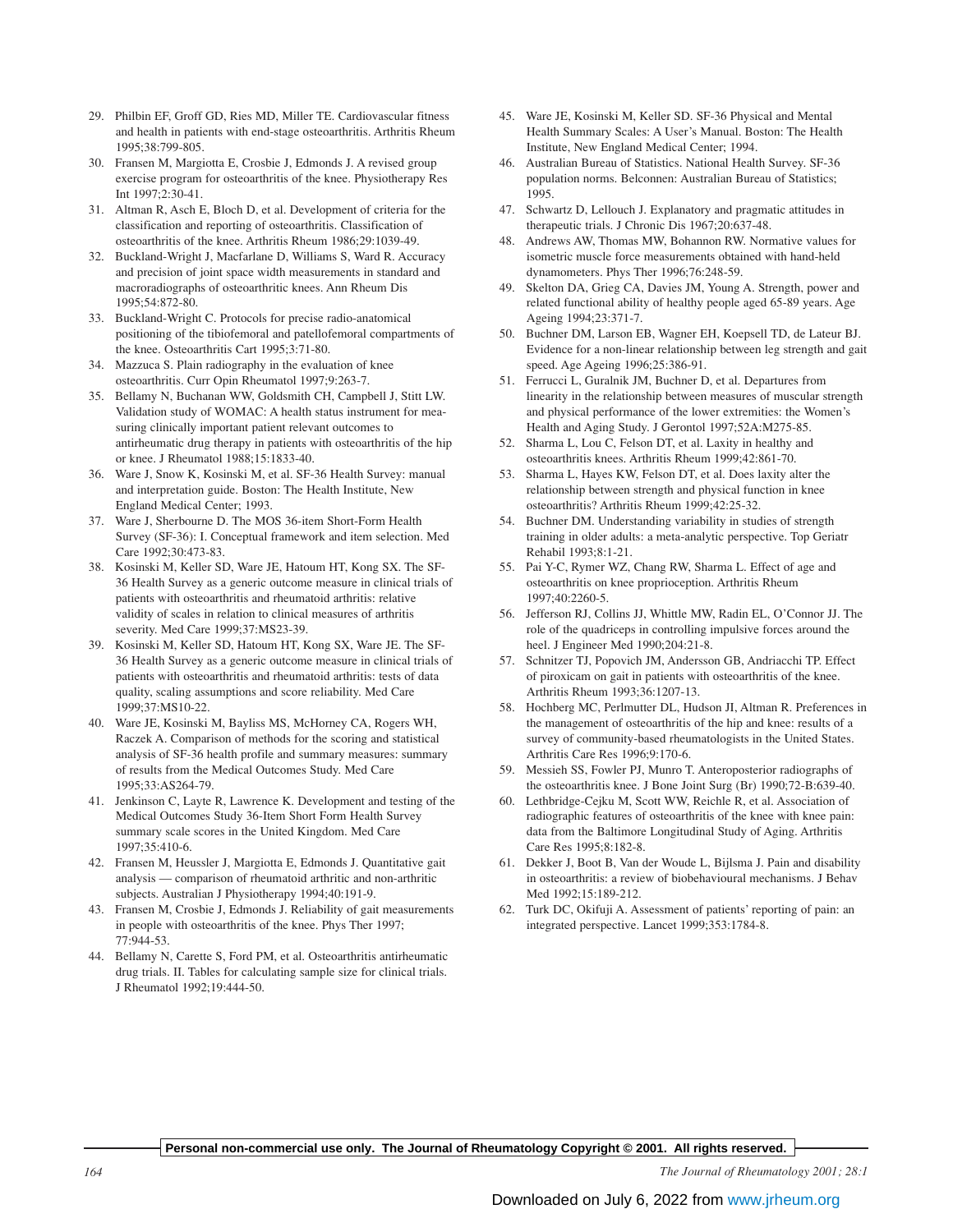29. Philbin EF, Groff GD, Ries MD, Miller TE. Cardiovascular fitness and health in patients with end-stage osteoarthritis. Arthritis Rheum 1995;38:799-805.
30. Fransen M, Margiotta E, Crosbie J, Edmonds J. A revised group exercise program for osteoarthritis of the knee. Physiotherapy Res Int 1997;2:30-41.
31. Altman R, Asch E, Bloch D, et al. Development of criteria for the classification and reporting of osteoarthritis. Classification of osteoarthritis of the knee. Arthritis Rheum 1986;29:1039-49.
32. Buckland-Wright J, Macfarlane D, Williams S, Ward R. Accuracy and precision of joint space width measurements in standard and macroradiographs of osteoarthritic knees. Ann Rheum Dis 1995;54:872-80.
33. Buckland-Wright C. Protocols for precise radio-anatomical positioning of the tibiofemoral and patellofemoral compartments of the knee. Osteoarthritis Cart 1995;3:71-80.
34. Mazzuca S. Plain radiography in the evaluation of knee osteoarthritis. Curr Opin Rheumatol 1997;9:263-7.
35. Bellamy N, Buchanan WW, Goldsmith CH, Campbell J, Stitt LW. Validation study of WOMAC: A health status instrument for measuring clinically important patient relevant outcomes to antirheumatic drug therapy in patients with osteoarthritis of the hip or knee. J Rheumatol 1988;15:1833-40.
36. Ware J, Snow K, Kosinski M, et al. SF-36 Health Survey: manual and interpretation guide. Boston: The Health Institute, New England Medical Center; 1993.
37. Ware J, Sherbourne D. The MOS 36-item Short-Form Health Survey (SF-36): I. Conceptual framework and item selection. Med Care 1992;30:473-83.
38. Kosinski M, Keller SD, Ware JE, Hatoum HT, Kong SX. The SF-36 Health Survey as a generic outcome measure in clinical trials of patients with osteoarthritis and rheumatoid arthritis: relative validity of scales in relation to clinical measures of arthritis severity. Med Care 1999;37:MS23-39.
39. Kosinski M, Keller SD, Hatoum HT, Kong SX, Ware JE. The SF-36 Health Survey as a generic outcome measure in clinical trials of patients with osteoarthritis and rheumatoid arthritis: tests of data quality, scaling assumptions and score reliability. Med Care 1999;37:MS10-22.
40. Ware JE, Kosinski M, Bayliss MS, McHorney CA, Rogers WH, Raczek A. Comparison of methods for the scoring and statistical analysis of SF-36 health profile and summary measures: summary of results from the Medical Outcomes Study. Med Care 1995;33:AS264-79.
41. Jenkinson C, Layte R, Lawrence K. Development and testing of the Medical Outcomes Study 36-Item Short Form Health Survey summary scale scores in the United Kingdom. Med Care 1997;35:410-6.
42. Fransen M, Heussler J, Margiotta E, Edmonds J. Quantitative gait analysis — comparison of rheumatoid arthritic and non-arthritic subjects. Australian J Physiotherapy 1994;40:191-9.
43. Fransen M, Crosbie J, Edmonds J. Reliability of gait measurements in people with osteoarthritis of the knee. Phys Ther 1997; 77:944-53.
44. Bellamy N, Carette S, Ford PM, et al. Osteoarthritis antirheumatic drug trials. II. Tables for calculating sample size for clinical trials. J Rheumatol 1992;19:444-50.
45. Ware JE, Kosinski M, Keller SD. SF-36 Physical and Mental Health Summary Scales: A User's Manual. Boston: The Health Institute, New England Medical Center; 1994.
46. Australian Bureau of Statistics. National Health Survey. SF-36 population norms. Belconnen: Australian Bureau of Statistics; 1995.
47. Schwartz D, Lellouch J. Explanatory and pragmatic attitudes in therapeutic trials. J Chronic Dis 1967;20:637-48.
48. Andrews AW, Thomas MW, Bohannon RW. Normative values for isometric muscle force measurements obtained with hand-held dynamometers. Phys Ther 1996;76:248-59.
49. Skelton DA, Grieg CA, Davies JM, Young A. Strength, power and related functional ability of healthy people aged 65-89 years. Age Ageing 1994;23:371-7.
50. Buchner DM, Larson EB, Wagner EH, Koepsell TD, de Lateur BJ. Evidence for a non-linear relationship between leg strength and gait speed. Age Ageing 1996;25:386-91.
51. Ferrucci L, Guralnik JM, Buchner D, et al. Departures from linearity in the relationship between measures of muscular strength and physical performance of the lower extremities: the Women's Health and Aging Study. J Gerontol 1997;52A:M275-85.
52. Sharma L, Lou C, Felson DT, et al. Laxity in healthy and osteoarthritis knees. Arthritis Rheum 1999;42:861-70.
53. Sharma L, Hayes KW, Felson DT, et al. Does laxity alter the relationship between strength and physical function in knee osteoarthritis? Arthritis Rheum 1999;42:25-32.
54. Buchner DM. Understanding variability in studies of strength training in older adults: a meta-analytic perspective. Top Geriatr Rehabil 1993;8:1-21.
55. Pai Y-C, Rymer WZ, Chang RW, Sharma L. Effect of age and osteoarthritis on knee proprioception. Arthritis Rheum 1997;40:2260-5.
56. Jefferson RJ, Collins JJ, Whittle MW, Radin EL, O'Connor JJ. The role of the quadriceps in controlling impulsive forces around the heel. J Engineer Med 1990;204:21-8.
57. Schnitzer TJ, Popovich JM, Andersson GB, Andriacchi TP. Effect of piroxicam on gait in patients with osteoarthritis of the knee. Arthritis Rheum 1993;36:1207-13.
58. Hochberg MC, Perlmutter DL, Hudson JI, Altman R. Preferences in the management of osteoarthritis of the hip and knee: results of a survey of community-based rheumatologists in the United States. Arthritis Care Res 1996;9:170-6.
59. Messieh SS, Fowler PJ, Munro T. Anteroposterior radiographs of the osteoarthritis knee. J Bone Joint Surg (Br) 1990;72-B:639-40.
60. Lethbridge-Cejku M, Scott WW, Reichle R, et al. Association of radiographic features of osteoarthritis of the knee with knee pain: data from the Baltimore Longitudinal Study of Aging. Arthritis Care Res 1995;8:182-8.
61. Dekker J, Boot B, Van der Woude L, Bijlsma J. Pain and disability in osteoarthritis: a review of biobehavioural mechanisms. J Behav Med 1992;15:189-212.
62. Turk DC, Okifuji A. Assessment of patients' reporting of pain: an integrated perspective. Lancet 1999;353:1784-8.